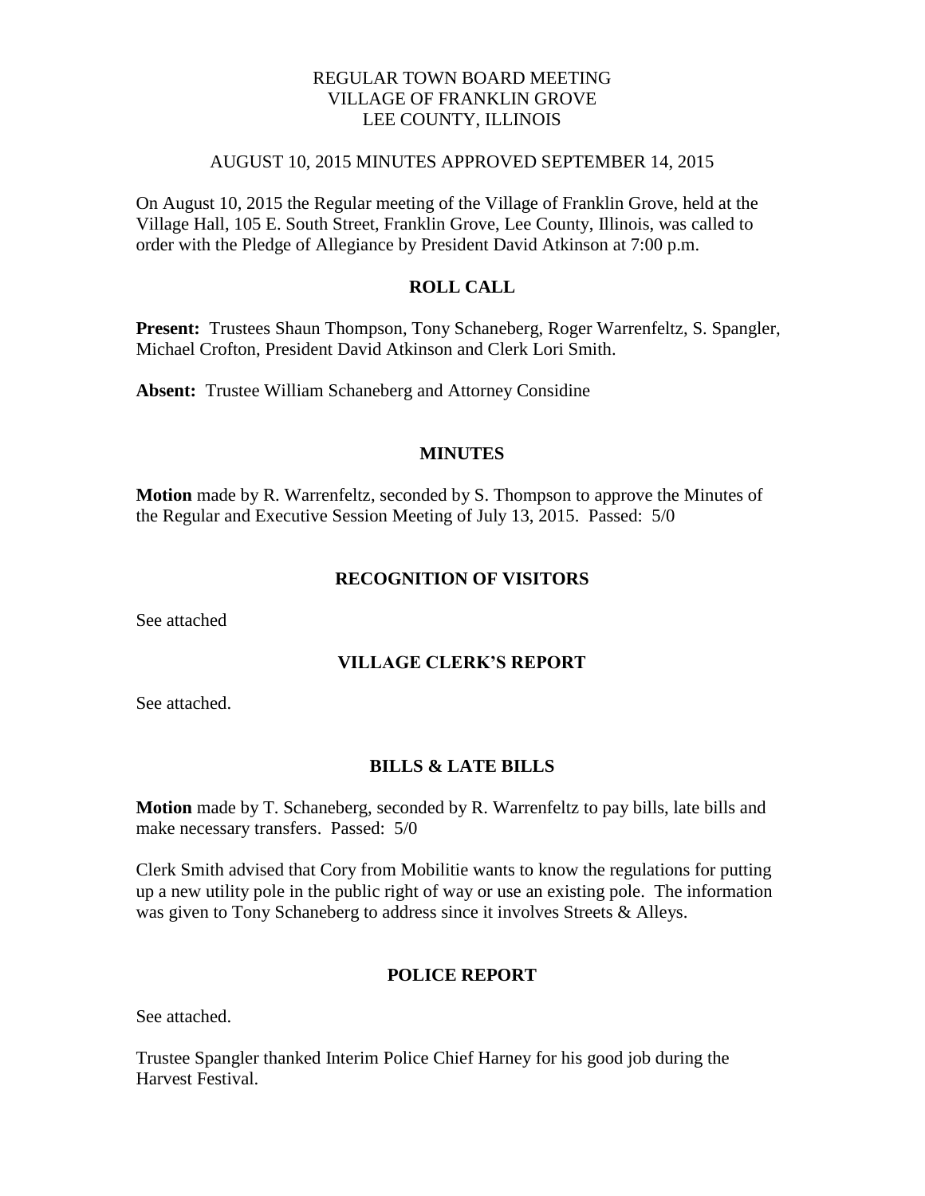REGULAR TOWN BOARD MEETING
VILLAGE OF FRANKLIN GROVE
LEE COUNTY, ILLINOIS

AUGUST 10, 2015 MINUTES APPROVED SEPTEMBER 14, 2015

On August 10, 2015 the Regular meeting of the Village of Franklin Grove, held at the Village Hall, 105 E. South Street, Franklin Grove, Lee County, Illinois, was called to order with the Pledge of Allegiance by President David Atkinson at 7:00 p.m.

## ROLL CALL

**Present:** Trustees Shaun Thompson, Tony Schaneberg, Roger Warrenfeltz, S. Spangler, Michael Crofton, President David Atkinson and Clerk Lori Smith.

**Absent:** Trustee William Schaneberg and Attorney Considine

## MINUTES

**Motion** made by R. Warrenfeltz, seconded by S. Thompson to approve the Minutes of the Regular and Executive Session Meeting of July 13, 2015. Passed: 5/0

## RECOGNITION OF VISITORS

See attached

## VILLAGE CLERK'S REPORT

See attached.

## BILLS & LATE BILLS

**Motion** made by T. Schaneberg, seconded by R. Warrenfeltz to pay bills, late bills and make necessary transfers. Passed: 5/0

Clerk Smith advised that Cory from Mobilitie wants to know the regulations for putting up a new utility pole in the public right of way or use an existing pole. The information was given to Tony Schaneberg to address since it involves Streets & Alleys.

## POLICE REPORT

See attached.

Trustee Spangler thanked Interim Police Chief Harney for his good job during the Harvest Festival.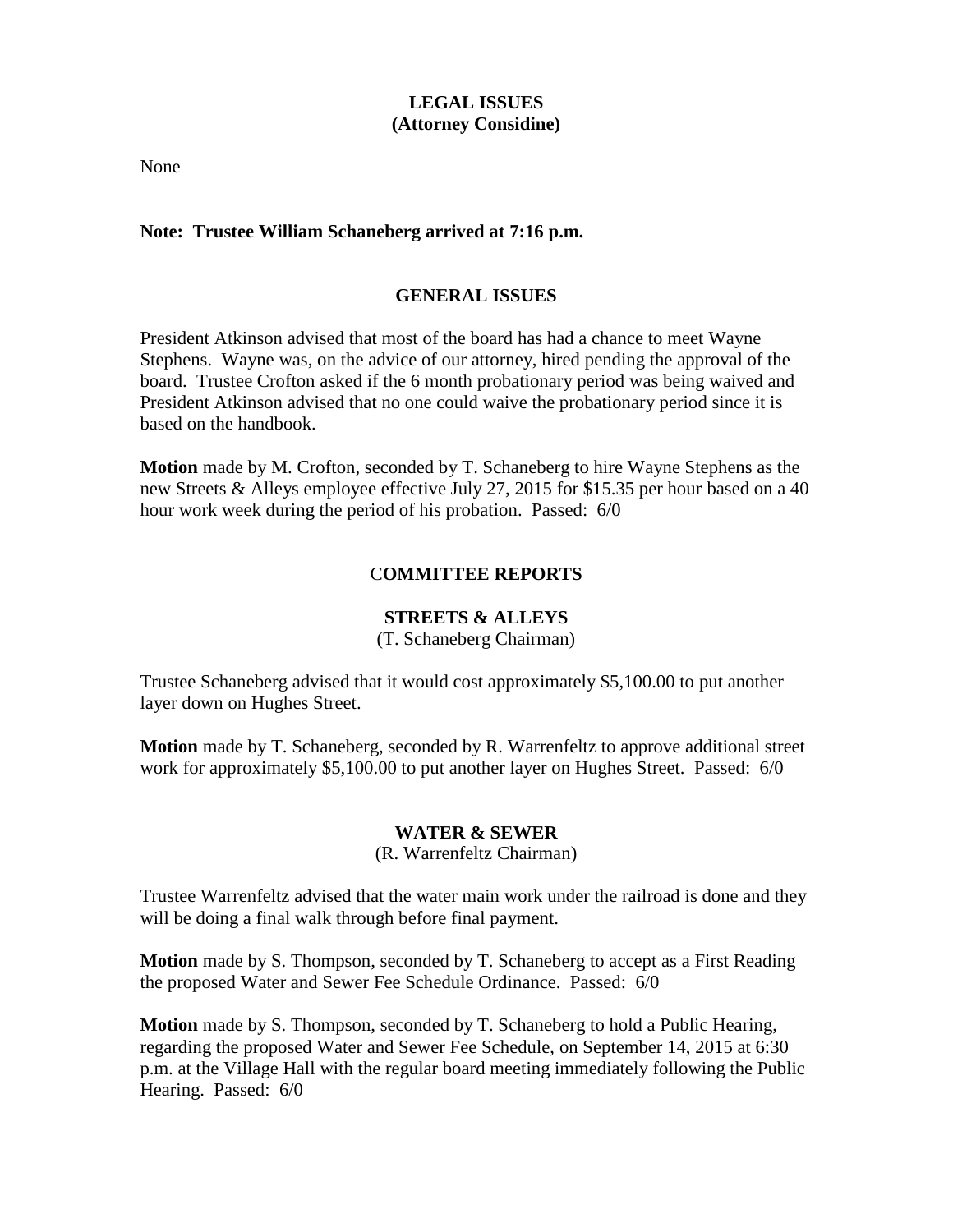## LEGAL ISSUES
## (Attorney Considine)

None

**Note: Trustee William Schaneberg arrived at 7:16 p.m.**

## GENERAL ISSUES

President Atkinson advised that most of the board has had a chance to meet Wayne Stephens. Wayne was, on the advice of our attorney, hired pending the approval of the board. Trustee Crofton asked if the 6 month probationary period was being waived and President Atkinson advised that no one could waive the probationary period since it is based on the handbook.

**Motion** made by M. Crofton, seconded by T. Schaneberg to hire Wayne Stephens as the new Streets & Alleys employee effective July 27, 2015 for $15.35 per hour based on a 40 hour work week during the period of his probation. Passed: 6/0

## COMMITTEE REPORTS

### STREETS & ALLEYS
(T. Schaneberg Chairman)

Trustee Schaneberg advised that it would cost approximately $5,100.00 to put another layer down on Hughes Street.

**Motion** made by T. Schaneberg, seconded by R. Warrenfeltz to approve additional street work for approximately $5,100.00 to put another layer on Hughes Street. Passed: 6/0

### WATER & SEWER
(R. Warrenfeltz Chairman)

Trustee Warrenfeltz advised that the water main work under the railroad is done and they will be doing a final walk through before final payment.

**Motion** made by S. Thompson, seconded by T. Schaneberg to accept as a First Reading the proposed Water and Sewer Fee Schedule Ordinance. Passed: 6/0

**Motion** made by S. Thompson, seconded by T. Schaneberg to hold a Public Hearing, regarding the proposed Water and Sewer Fee Schedule, on September 14, 2015 at 6:30 p.m. at the Village Hall with the regular board meeting immediately following the Public Hearing. Passed: 6/0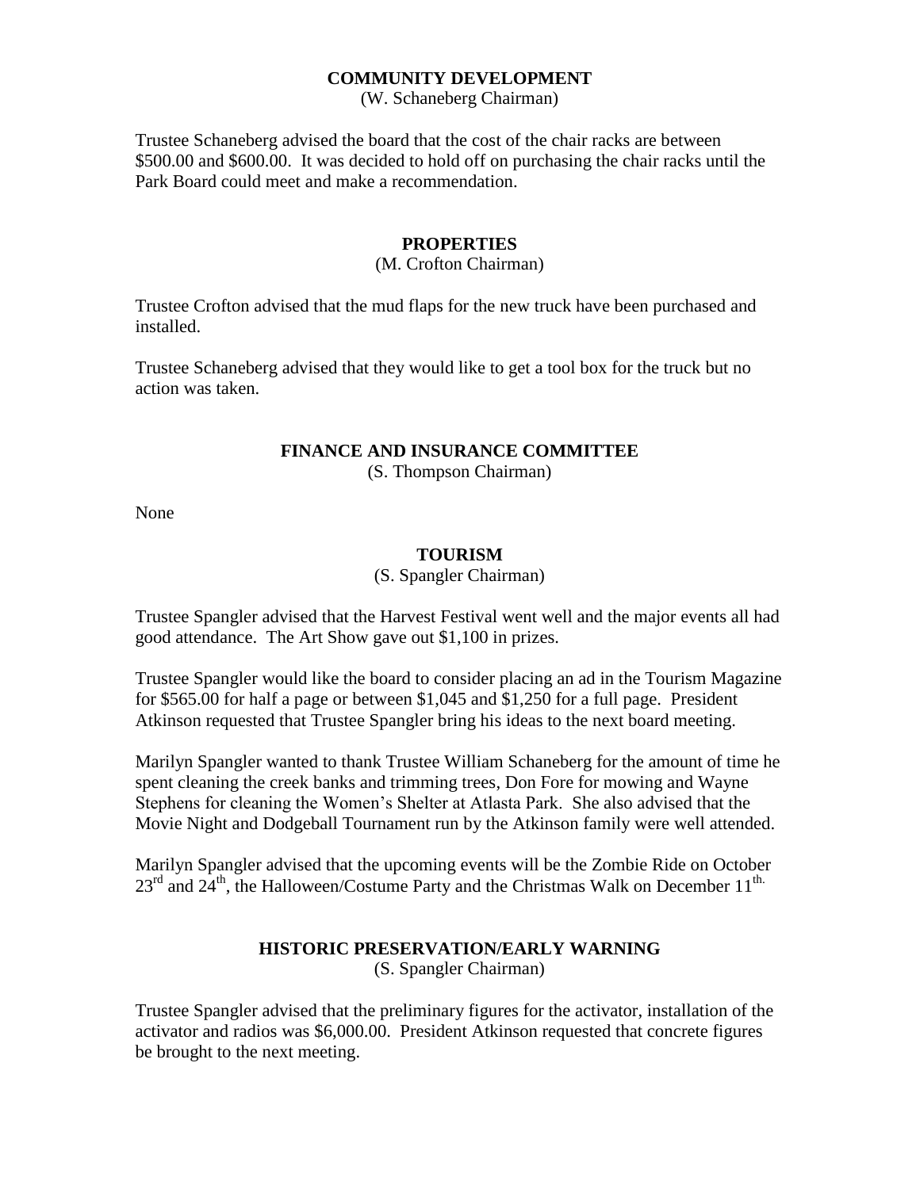**COMMUNITY DEVELOPMENT**
(W. Schaneberg Chairman)

Trustee Schaneberg advised the board that the cost of the chair racks are between $500.00 and $600.00. It was decided to hold off on purchasing the chair racks until the Park Board could meet and make a recommendation.

**PROPERTIES**
(M. Crofton Chairman)

Trustee Crofton advised that the mud flaps for the new truck have been purchased and installed.

Trustee Schaneberg advised that they would like to get a tool box for the truck but no action was taken.

**FINANCE AND INSURANCE COMMITTEE**
(S. Thompson Chairman)

None

**TOURISM**
(S. Spangler Chairman)

Trustee Spangler advised that the Harvest Festival went well and the major events all had good attendance. The Art Show gave out $1,100 in prizes.

Trustee Spangler would like the board to consider placing an ad in the Tourism Magazine for $565.00 for half a page or between $1,045 and $1,250 for a full page. President Atkinson requested that Trustee Spangler bring his ideas to the next board meeting.

Marilyn Spangler wanted to thank Trustee William Schaneberg for the amount of time he spent cleaning the creek banks and trimming trees, Don Fore for mowing and Wayne Stephens for cleaning the Women's Shelter at Atlasta Park. She also advised that the Movie Night and Dodgeball Tournament run by the Atkinson family were well attended.

Marilyn Spangler advised that the upcoming events will be the Zombie Ride on October 23rd and 24th, the Halloween/Costume Party and the Christmas Walk on December 11th.

**HISTORIC PRESERVATION/EARLY WARNING**
(S. Spangler Chairman)

Trustee Spangler advised that the preliminary figures for the activator, installation of the activator and radios was $6,000.00. President Atkinson requested that concrete figures be brought to the next meeting.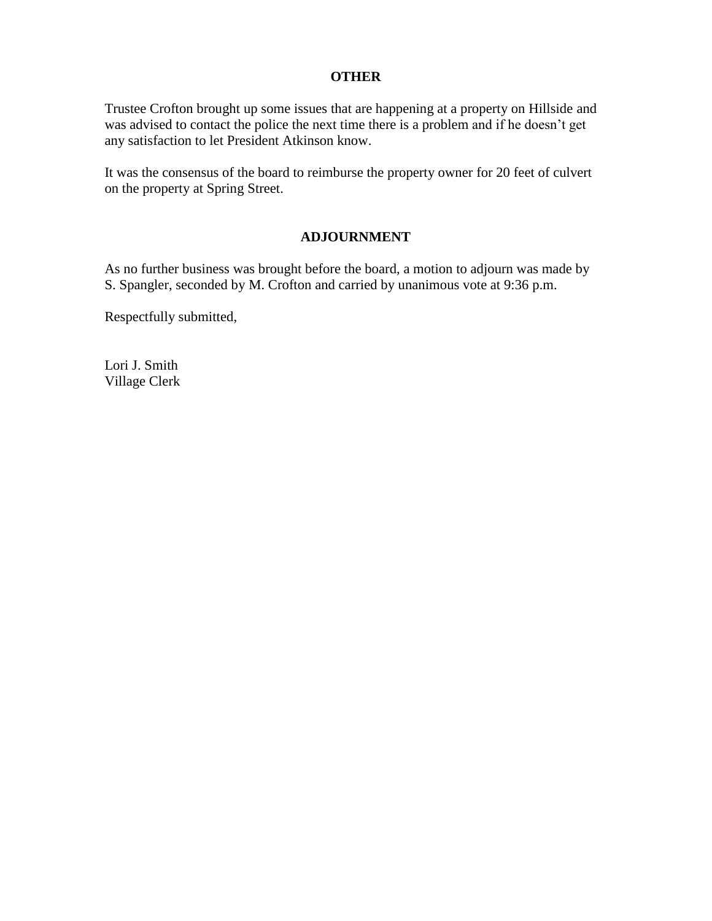## OTHER

Trustee Crofton brought up some issues that are happening at a property on Hillside and was advised to contact the police the next time there is a problem and if he doesn't get any satisfaction to let President Atkinson know.

It was the consensus of the board to reimburse the property owner for 20 feet of culvert on the property at Spring Street.

## ADJOURNMENT

As no further business was brought before the board, a motion to adjourn was made by S. Spangler, seconded by M. Crofton and carried by unanimous vote at 9:36 p.m.

Respectfully submitted,

Lori J. Smith
Village Clerk